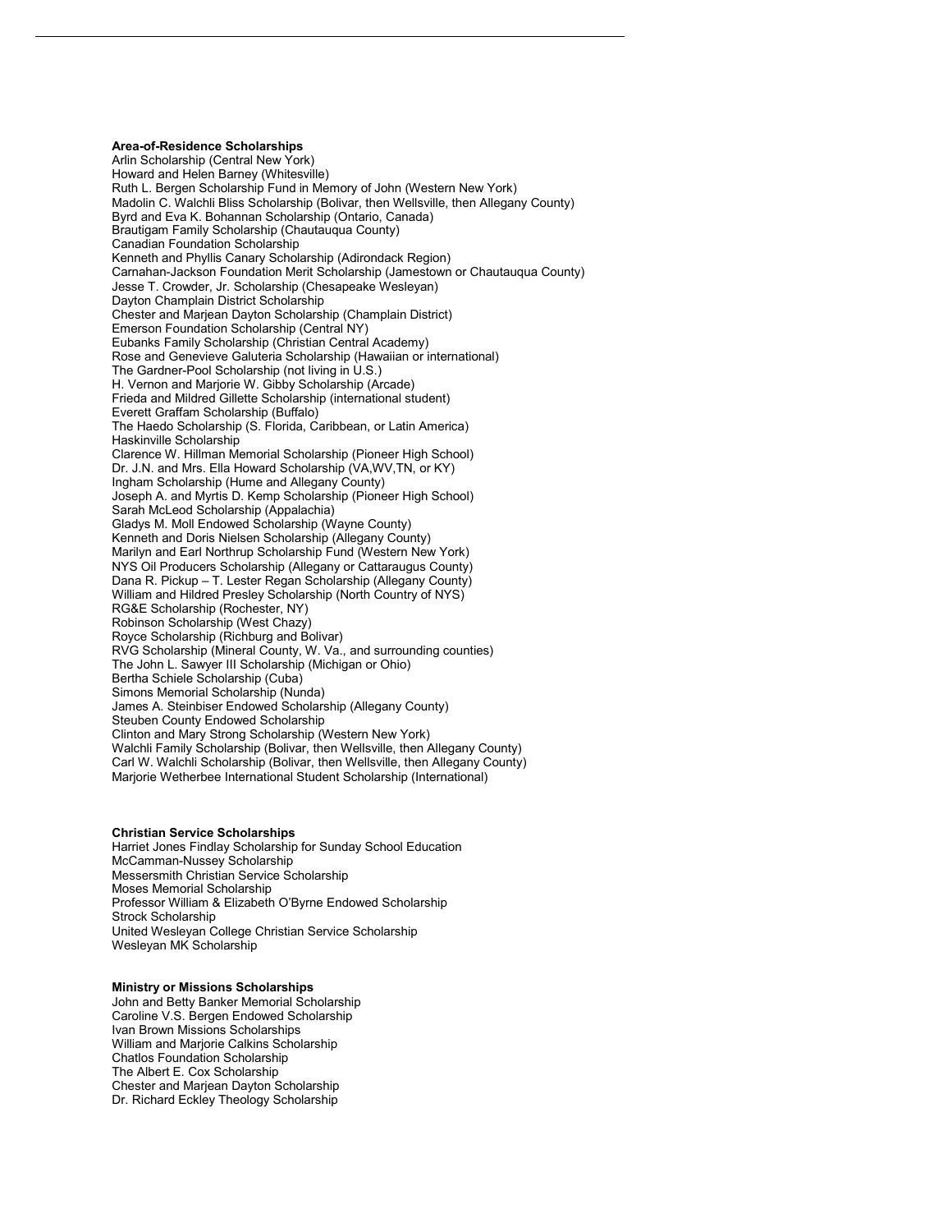**Area-of-Residence Scholarships**

Arlin Scholarship (Central New York)
Howard and Helen Barney (Whitesville)
Ruth L. Bergen Scholarship Fund in Memory of John (Western New York)
Madolin C. Walchli Bliss Scholarship (Bolivar, then Wellsville, then Allegany County)
Byrd and Eva K. Bohannan Scholarship (Ontario, Canada)
Brautigam Family Scholarship (Chautauqua County)
Canadian Foundation Scholarship
Kenneth and Phyllis Canary Scholarship (Adirondack Region)
Carnahan-Jackson Foundation Merit Scholarship (Jamestown or Chautauqua County)
Jesse T. Crowder, Jr. Scholarship (Chesapeake Wesleyan)
Dayton Champlain District Scholarship
Chester and Marjean Dayton Scholarship (Champlain District)
Emerson Foundation Scholarship (Central NY)
Eubanks Family Scholarship (Christian Central Academy)
Rose and Genevieve Galuteria Scholarship (Hawaiian or international)
The Gardner-Pool Scholarship (not living in U.S.)
H. Vernon and Marjorie W. Gibby Scholarship (Arcade)
Frieda and Mildred Gillette Scholarship (international student)
Everett Graffam Scholarship (Buffalo)
The Haedo Scholarship (S. Florida, Caribbean, or Latin America)
Haskinville Scholarship
Clarence W. Hillman Memorial Scholarship (Pioneer High School)
Dr. J.N. and Mrs. Ella Howard Scholarship (VA,WV,TN, or KY)
Ingham Scholarship (Hume and Allegany County)
Joseph A. and Myrtis D. Kemp Scholarship (Pioneer High School)
Sarah McLeod Scholarship (Appalachia)
Gladys M. Moll Endowed Scholarship (Wayne County)
Kenneth and Doris Nielsen Scholarship (Allegany County)
Marilyn and Earl Northrup Scholarship Fund (Western New York)
NYS Oil Producers Scholarship (Allegany or Cattaraugus County)
Dana R. Pickup – T. Lester Regan Scholarship (Allegany County)
William and Hildred Presley Scholarship (North Country of NYS)
RG&E Scholarship (Rochester, NY)
Robinson Scholarship (West Chazy)
Royce Scholarship (Richburg and Bolivar)
RVG Scholarship (Mineral County, W. Va., and surrounding counties)
The John L. Sawyer III Scholarship (Michigan or Ohio)
Bertha Schiele Scholarship (Cuba)
Simons Memorial Scholarship (Nunda)
James A. Steinbiser Endowed Scholarship (Allegany County)
Steuben County Endowed Scholarship
Clinton and Mary Strong Scholarship (Western New York)
Walchli Family Scholarship (Bolivar, then Wellsville, then Allegany County)
Carl W. Walchli Scholarship (Bolivar, then Wellsville, then Allegany County)
Marjorie Wetherbee International Student Scholarship (International)

**Christian Service Scholarships**

Harriet Jones Findlay Scholarship for Sunday School Education
McCamman-Nussey Scholarship
Messersmith Christian Service Scholarship
Moses Memorial Scholarship
Professor William & Elizabeth O'Byrne Endowed Scholarship
Strock Scholarship
United Wesleyan College Christian Service Scholarship
Wesleyan MK Scholarship

**Ministry or Missions Scholarships**

John and Betty Banker Memorial Scholarship
Caroline V.S. Bergen Endowed Scholarship
Ivan Brown Missions Scholarships
William and Marjorie Calkins Scholarship
Chatlos Foundation Scholarship
The Albert E. Cox Scholarship
Chester and Marjean Dayton Scholarship
Dr. Richard Eckley Theology Scholarship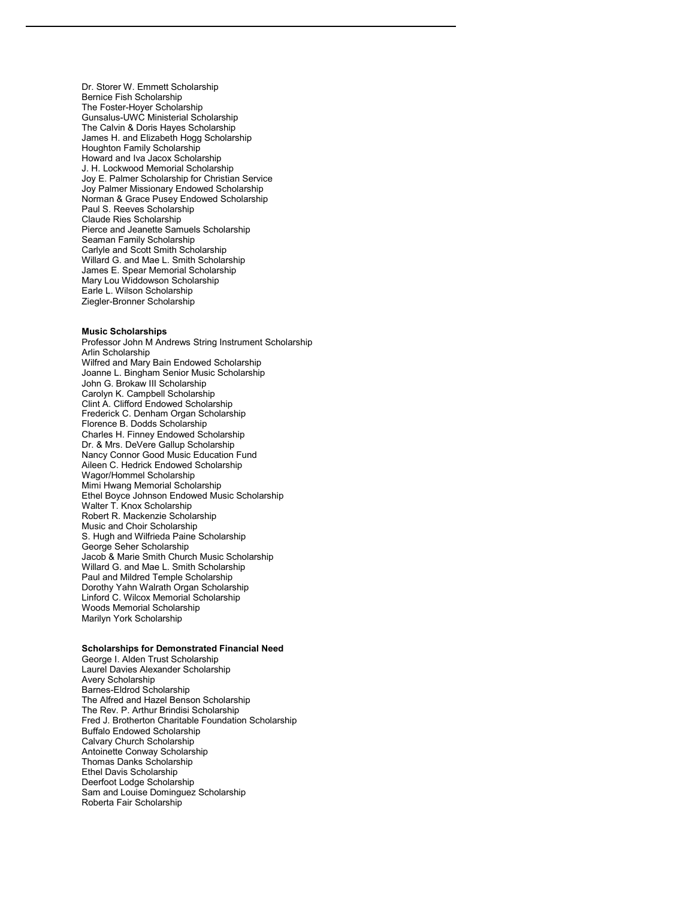Dr. Storer W. Emmett Scholarship
Bernice Fish Scholarship
The Foster-Hoyer Scholarship
Gunsalus-UWC Ministerial Scholarship
The Calvin & Doris Hayes Scholarship
James H. and Elizabeth Hogg Scholarship
Houghton Family Scholarship
Howard and Iva Jacox Scholarship
J. H. Lockwood Memorial Scholarship
Joy E. Palmer Scholarship for Christian Service
Joy Palmer Missionary Endowed Scholarship
Norman & Grace Pusey Endowed Scholarship
Paul S. Reeves Scholarship
Claude Ries Scholarship
Pierce and Jeanette Samuels Scholarship
Seaman Family Scholarship
Carlyle and Scott Smith Scholarship
Willard G. and Mae L. Smith Scholarship
James E. Spear Memorial Scholarship
Mary Lou Widdowson Scholarship
Earle L. Wilson Scholarship
Ziegler-Bronner Scholarship

**Music Scholarships**

Professor John M Andrews String Instrument Scholarship
Arlin Scholarship
Wilfred and Mary Bain Endowed Scholarship
Joanne L. Bingham Senior Music Scholarship
John G. Brokaw III Scholarship
Carolyn K. Campbell Scholarship
Clint A. Clifford Endowed Scholarship
Frederick C. Denham Organ Scholarship
Florence B. Dodds Scholarship
Charles H. Finney Endowed Scholarship
Dr. & Mrs. DeVere Gallup Scholarship
Nancy Connor Good Music Education Fund
Aileen C. Hedrick Endowed Scholarship
Wagor/Hommel Scholarship
Mimi Hwang Memorial Scholarship
Ethel Boyce Johnson Endowed Music Scholarship
Walter T. Knox Scholarship
Robert R. Mackenzie Scholarship
Music and Choir Scholarship
S. Hugh and Wilfrieda Paine Scholarship
George Seher Scholarship
Jacob & Marie Smith Church Music Scholarship
Willard G. and Mae L. Smith Scholarship
Paul and Mildred Temple Scholarship
Dorothy Yahn Walrath Organ Scholarship
Linford C. Wilcox Memorial Scholarship
Woods Memorial Scholarship
Marilyn York Scholarship

**Scholarships for Demonstrated Financial Need**

George I. Alden Trust Scholarship
Laurel Davies Alexander Scholarship
Avery Scholarship
Barnes-Eldrod Scholarship
The Alfred and Hazel Benson Scholarship
The Rev. P. Arthur Brindisi Scholarship
Fred J. Brotherton Charitable Foundation Scholarship
Buffalo Endowed Scholarship
Calvary Church Scholarship
Antoinette Conway Scholarship
Thomas Danks Scholarship
Ethel Davis Scholarship
Deerfoot Lodge Scholarship
Sam and Louise Dominguez Scholarship
Roberta Fair Scholarship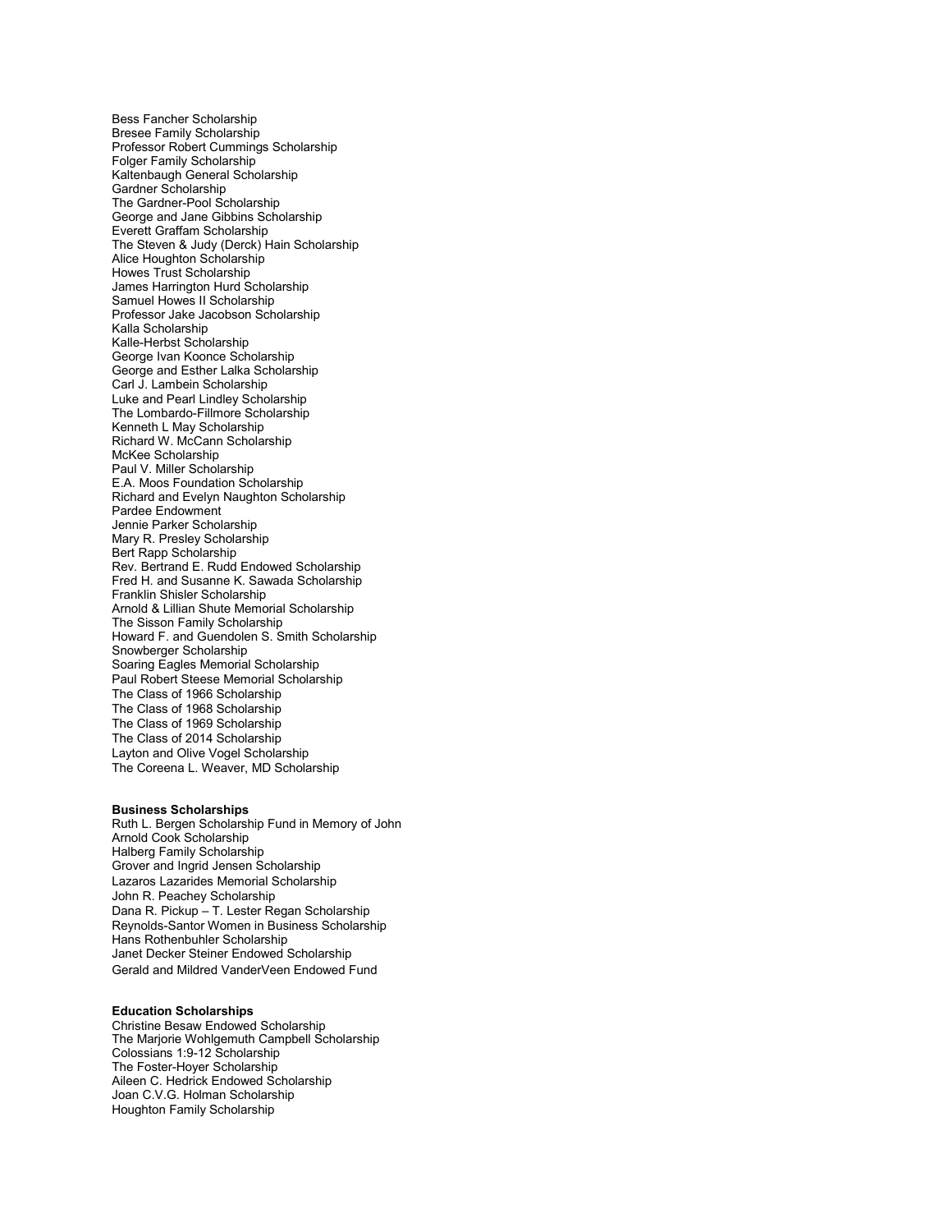Bess Fancher Scholarship
Bresee Family Scholarship
Professor Robert Cummings Scholarship
Folger Family Scholarship
Kaltenbaugh General Scholarship
Gardner Scholarship
The Gardner-Pool Scholarship
George and Jane Gibbins Scholarship
Everett Graffam Scholarship
The Steven & Judy (Derck) Hain Scholarship
Alice Houghton Scholarship
Howes Trust Scholarship
James Harrington Hurd Scholarship
Samuel Howes II Scholarship
Professor Jake Jacobson Scholarship
Kalla Scholarship
Kalle-Herbst Scholarship
George Ivan Koonce Scholarship
George and Esther Lalka Scholarship
Carl J. Lambein Scholarship
Luke and Pearl Lindley Scholarship
The Lombardo-Fillmore Scholarship
Kenneth L May Scholarship
Richard W. McCann Scholarship
McKee Scholarship
Paul V. Miller Scholarship
E.A. Moos Foundation Scholarship
Richard and Evelyn Naughton Scholarship
Pardee Endowment
Jennie Parker Scholarship
Mary R. Presley Scholarship
Bert Rapp Scholarship
Rev. Bertrand E. Rudd Endowed Scholarship
Fred H. and Susanne K. Sawada Scholarship
Franklin Shisler Scholarship
Arnold & Lillian Shute Memorial Scholarship
The Sisson Family Scholarship
Howard F. and Guendolen S. Smith Scholarship
Snowberger Scholarship
Soaring Eagles Memorial Scholarship
Paul Robert Steese Memorial Scholarship
The Class of 1966 Scholarship
The Class of 1968 Scholarship
The Class of 1969 Scholarship
The Class of 2014 Scholarship
Layton and Olive Vogel Scholarship
The Coreena L. Weaver, MD Scholarship

**Business Scholarships**

Ruth L. Bergen Scholarship Fund in Memory of John
Arnold Cook Scholarship
Halberg Family Scholarship
Grover and Ingrid Jensen Scholarship
Lazaros Lazarides Memorial Scholarship
John R. Peachey Scholarship
Dana R. Pickup – T. Lester Regan Scholarship
Reynolds-Santor Women in Business Scholarship
Hans Rothenbuhler Scholarship
Janet Decker Steiner Endowed Scholarship
Gerald and Mildred VanderVeen Endowed Fund

**Education Scholarships**

Christine Besaw Endowed Scholarship
The Marjorie Wohlgemuth Campbell Scholarship
Colossians 1:9-12 Scholarship
The Foster-Hoyer Scholarship
Aileen C. Hedrick Endowed Scholarship
Joan C.V.G. Holman Scholarship
Houghton Family Scholarship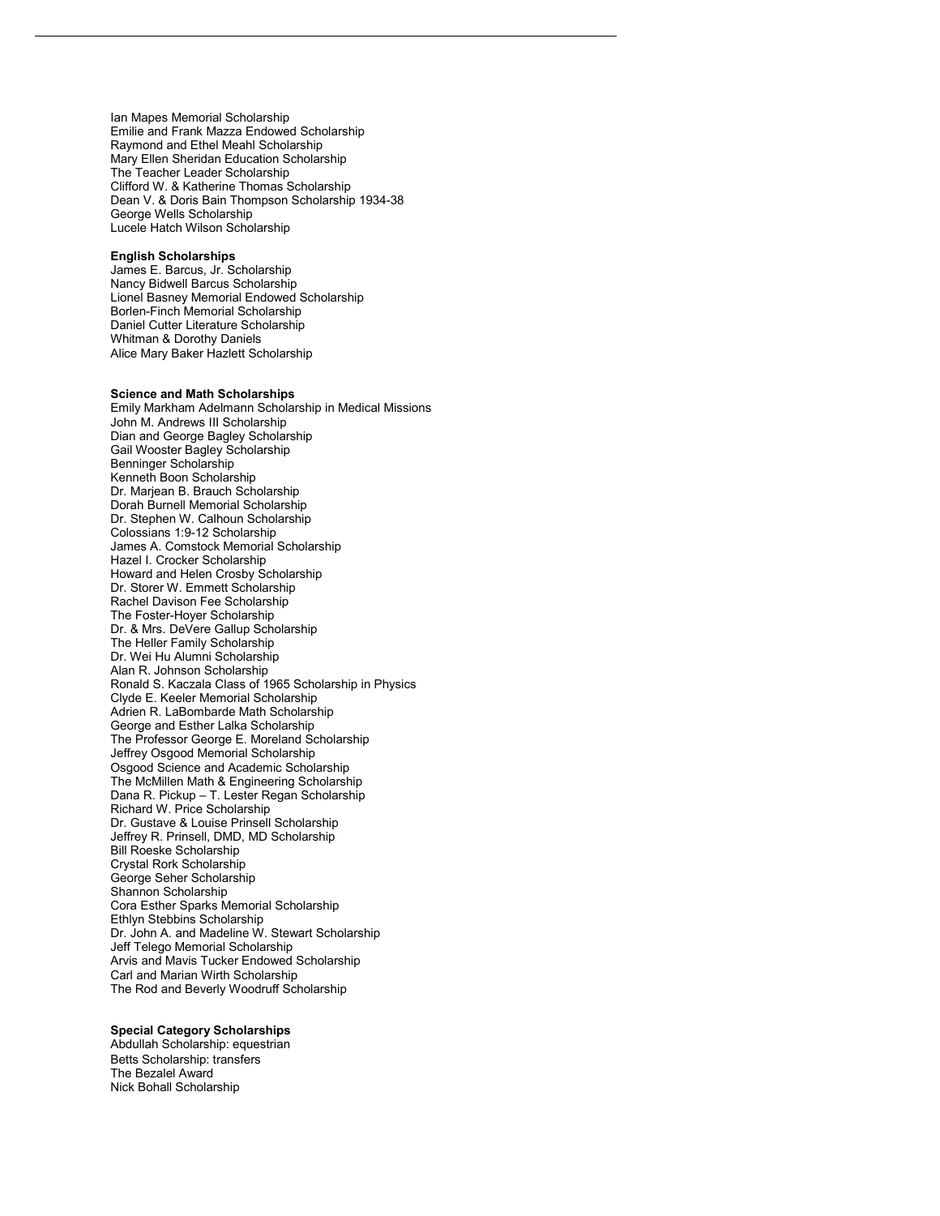Ian Mapes Memorial Scholarship
Emilie and Frank Mazza Endowed Scholarship
Raymond and Ethel Meahl Scholarship
Mary Ellen Sheridan Education Scholarship
The Teacher Leader Scholarship
Clifford W. & Katherine Thomas Scholarship
Dean V. & Doris Bain Thompson Scholarship 1934-38
George Wells Scholarship
Lucele Hatch Wilson Scholarship

**English Scholarships**
James E. Barcus, Jr. Scholarship
Nancy Bidwell Barcus Scholarship
Lionel Basney Memorial Endowed Scholarship
Borlen-Finch Memorial Scholarship
Daniel Cutter Literature Scholarship
Whitman & Dorothy Daniels
Alice Mary Baker Hazlett Scholarship

**Science and Math Scholarships**
Emily Markham Adelmann Scholarship in Medical Missions
John M. Andrews III Scholarship
Dian and George Bagley Scholarship
Gail Wooster Bagley Scholarship
Benninger Scholarship
Kenneth Boon Scholarship
Dr. Marjean B. Brauch Scholarship
Dorah Burnell Memorial Scholarship
Dr. Stephen W. Calhoun Scholarship
Colossians 1:9-12 Scholarship
James A. Comstock Memorial Scholarship
Hazel I. Crocker Scholarship
Howard and Helen Crosby Scholarship
Dr. Storer W. Emmett Scholarship
Rachel Davison Fee Scholarship
The Foster-Hoyer Scholarship
Dr. & Mrs. DeVere Gallup Scholarship
The Heller Family Scholarship
Dr. Wei Hu Alumni Scholarship
Alan R. Johnson Scholarship
Ronald S. Kaczala Class of 1965 Scholarship in Physics
Clyde E. Keeler Memorial Scholarship
Adrien R. LaBombarde Math Scholarship
George and Esther Lalka Scholarship
The Professor George E. Moreland Scholarship
Jeffrey Osgood Memorial Scholarship
Osgood Science and Academic Scholarship
The McMillen Math & Engineering Scholarship
Dana R. Pickup – T. Lester Regan Scholarship
Richard W. Price Scholarship
Dr. Gustave & Louise Prinsell Scholarship
Jeffrey R. Prinsell, DMD, MD Scholarship
Bill Roeske Scholarship
Crystal Rork Scholarship
George Seher Scholarship
Shannon Scholarship
Cora Esther Sparks Memorial Scholarship
Ethlyn Stebbins Scholarship
Dr. John A. and Madeline W. Stewart Scholarship
Jeff Telego Memorial Scholarship
Arvis and Mavis Tucker Endowed Scholarship
Carl and Marian Wirth Scholarship
The Rod and Beverly Woodruff Scholarship

**Special Category Scholarships**
Abdullah Scholarship: equestrian
Betts Scholarship: transfers
The Bezalel Award
Nick Bohall Scholarship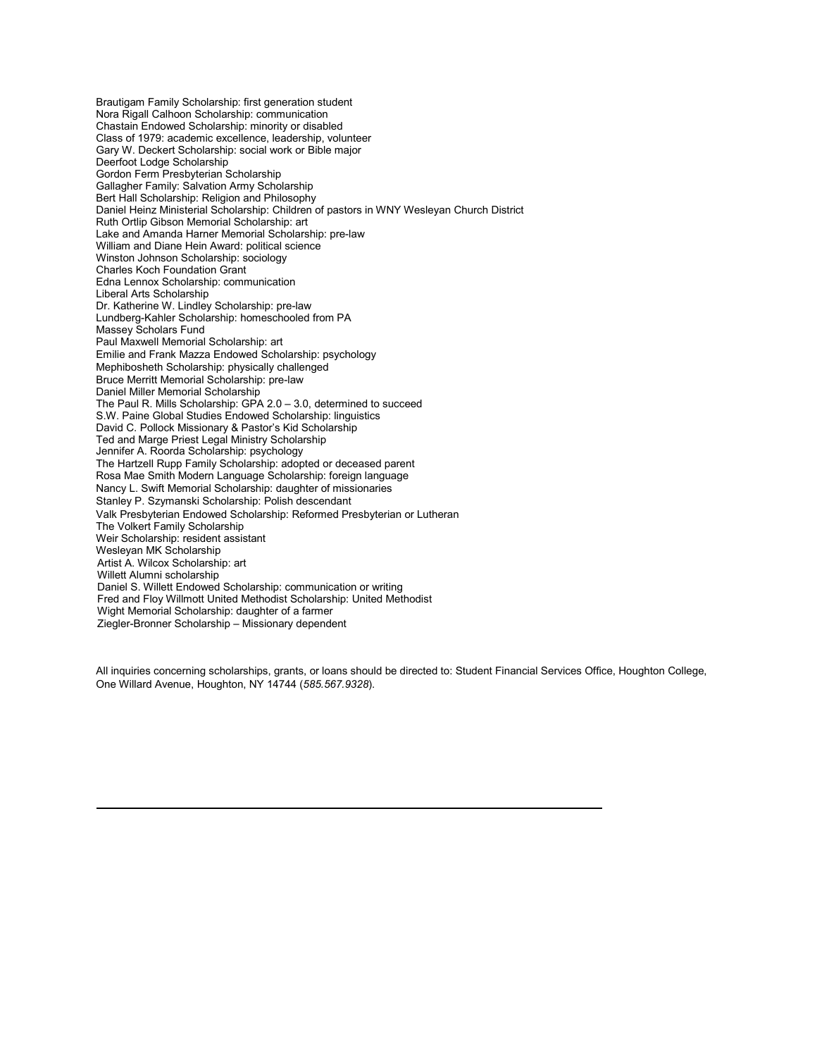Brautigam Family Scholarship: first generation student
Nora Rigall Calhoon Scholarship: communication
Chastain Endowed Scholarship: minority or disabled
Class of 1979: academic excellence, leadership, volunteer
Gary W. Deckert Scholarship: social work or Bible major
Deerfoot Lodge Scholarship
Gordon Ferm Presbyterian Scholarship
Gallagher Family: Salvation Army Scholarship
Bert Hall Scholarship: Religion and Philosophy
Daniel Heinz Ministerial Scholarship: Children of pastors in WNY Wesleyan Church District
Ruth Ortlip Gibson Memorial Scholarship: art
Lake and Amanda Harner Memorial Scholarship: pre-law
William and Diane Hein Award: political science
Winston Johnson Scholarship: sociology
Charles Koch Foundation Grant
Edna Lennox Scholarship: communication
Liberal Arts Scholarship
Dr. Katherine W. Lindley Scholarship: pre-law
Lundberg-Kahler Scholarship: homeschooled from PA
Massey Scholars Fund
Paul Maxwell Memorial Scholarship: art
Emilie and Frank Mazza Endowed Scholarship: psychology
Mephibosheth Scholarship: physically challenged
Bruce Merritt Memorial Scholarship: pre-law
Daniel Miller Memorial Scholarship
The Paul R. Mills Scholarship: GPA 2.0 – 3.0, determined to succeed
S.W. Paine Global Studies Endowed Scholarship: linguistics
David C. Pollock Missionary & Pastor's Kid Scholarship
Ted and Marge Priest Legal Ministry Scholarship
Jennifer A. Roorda Scholarship: psychology
The Hartzell Rupp Family Scholarship: adopted or deceased parent
Rosa Mae Smith Modern Language Scholarship: foreign language
Nancy L. Swift Memorial Scholarship: daughter of missionaries
Stanley P. Szymanski Scholarship: Polish descendant
Valk Presbyterian Endowed Scholarship: Reformed Presbyterian or Lutheran
The Volkert Family Scholarship
Weir Scholarship: resident assistant
Wesleyan MK Scholarship
Artist A. Wilcox Scholarship: art
Willett Alumni scholarship
Daniel S. Willett Endowed Scholarship: communication or writing
Fred and Floy Willmott United Methodist Scholarship: United Methodist
Wight Memorial Scholarship: daughter of a farmer
Ziegler-Bronner Scholarship – Missionary dependent

All inquiries concerning scholarships, grants, or loans should be directed to: Student Financial Services Office, Houghton College, One Willard Avenue, Houghton, NY 14744 (*585.567.9328*).